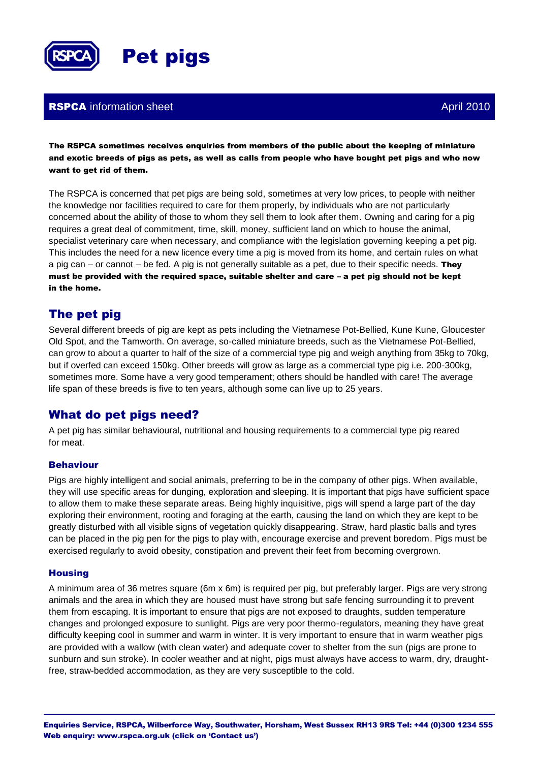# Pet pigs

**RSPCA** information sheet April 2010

**The RSPCA sometimes receives enquiries from members of the public about the keeping of miniature and exotic breeds of pigs as pets, as well as calls from people who have bought pet pigs and who now want to get rid of them.**

The RSPCA is concerned that pet pigs are being sold, sometimes at very low prices, to people with neither the knowledge nor facilities required to care for them properly, by individuals who are not particularly concerned about the ability of those to whom they sell them to look after them. Owning and caring for a pig requires a great deal of commitment, time, skill, money, sufficient land on which to house the animal, specialist veterinary care when necessary, and compliance with the legislation governing keeping a pet pig. This includes the need for a new licence every time a pig is moved from its home, and certain rules on what a pig can – or cannot – be fed. A pig is not generally suitable as a pet, due to their specific needs. **They must be provided with the required space, suitable shelter and care – a pet pig should not be kept in the home.**

## The pet pig

Several different breeds of pig are kept as pets including the Vietnamese Pot-Bellied, Kune Kune, Gloucester Old Spot, and the Tamworth. On average, so-called miniature breeds, such as the Vietnamese Pot-Bellied, can grow to about a quarter to half of the size of a commercial type pig and weigh anything from 35kg to 70kg, but if overfed can exceed 150kg. Other breeds will grow as large as a commercial type pig i.e. 200-300kg, sometimes more. Some have a very good temperament; others should be handled with care! The average life span of these breeds is five to ten years, although some can live up to 25 years.

## What do pet pigs need?

A pet pig has similar behavioural, nutritional and housing requirements to a commercial type pig reared for meat.

### Behaviour

Pigs are highly intelligent and social animals, preferring to be in the company of other pigs. When available, they will use specific areas for dunging, exploration and sleeping. It is important that pigs have sufficient space to allow them to make these separate areas. Being highly inquisitive, pigs will spend a large part of the day exploring their environment, rooting and foraging at the earth, causing the land on which they are kept to be greatly disturbed with all visible signs of vegetation quickly disappearing. Straw, hard plastic balls and tyres can be placed in the pig pen for the pigs to play with, encourage exercise and prevent boredom. Pigs must be exercised regularly to avoid obesity, constipation and prevent their feet from becoming overgrown.

### Housing

A minimum area of 36 metres square (6m x 6m) is required per pig, but preferably larger. Pigs are very strong animals and the area in which they are housed must have strong but safe fencing surrounding it to prevent them from escaping. It is important to ensure that pigs are not exposed to draughts, sudden temperature changes and prolonged exposure to sunlight. Pigs are very poor thermo-regulators, meaning they have great difficulty keeping cool in summer and warm in winter. It is very important to ensure that in warm weather pigs are provided with a wallow (with clean water) and adequate cover to shelter from the sun (pigs are prone to sunburn and sun stroke). In cooler weather and at night, pigs must always have access to warm, dry, draught-free, straw-bedded accommodation, as they are very susceptible to the cold.

**Enquiries Service, RSPCA, Wilberforce Way, Southwater, Horsham, West Sussex RH13 9RS Tel: +44 (0)300 1234 555**
**Web enquiry: www.rspca.org.uk (click on 'Contact us')**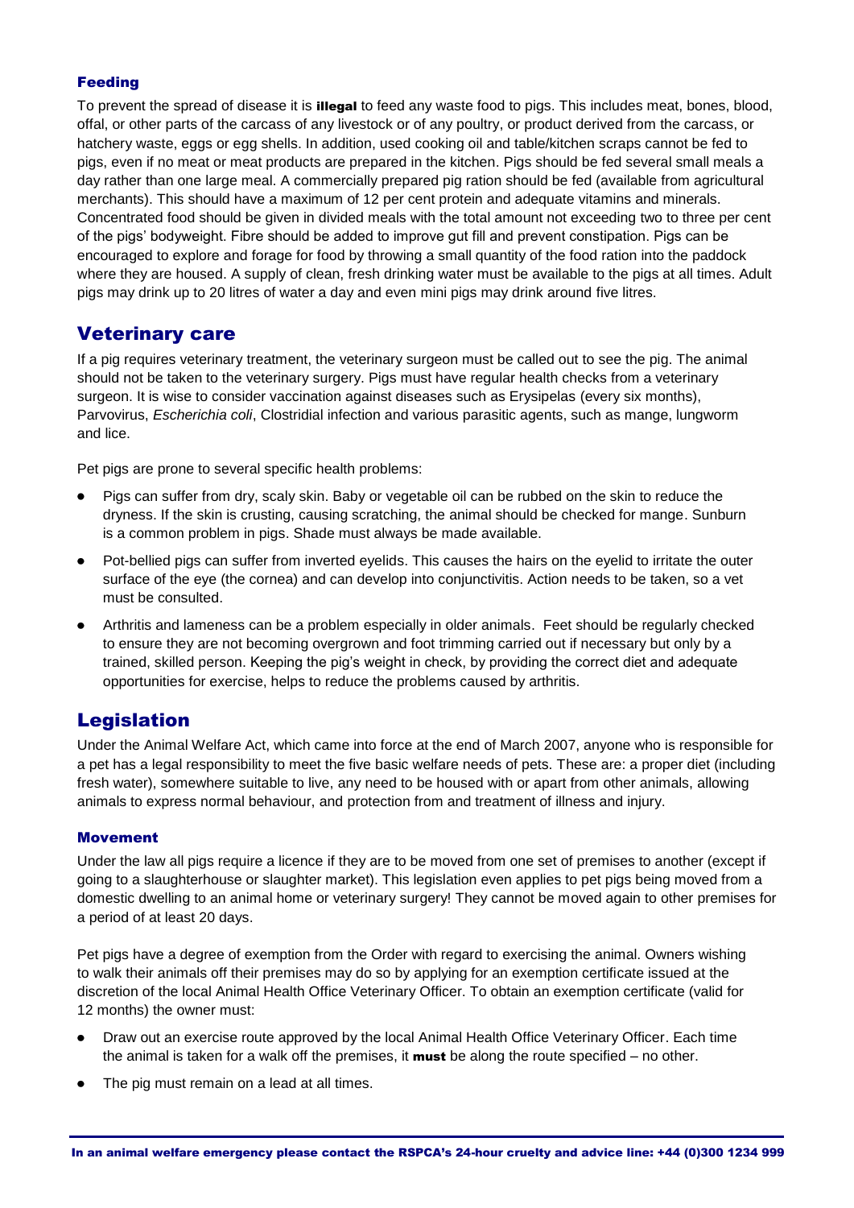### Feeding

To prevent the spread of disease it is **illegal** to feed any waste food to pigs. This includes meat, bones, blood, offal, or other parts of the carcass of any livestock or of any poultry, or product derived from the carcass, or hatchery waste, eggs or egg shells. In addition, used cooking oil and table/kitchen scraps cannot be fed to pigs, even if no meat or meat products are prepared in the kitchen. Pigs should be fed several small meals a day rather than one large meal. A commercially prepared pig ration should be fed (available from agricultural merchants). This should have a maximum of 12 per cent protein and adequate vitamins and minerals. Concentrated food should be given in divided meals with the total amount not exceeding two to three per cent of the pigs' bodyweight. Fibre should be added to improve gut fill and prevent constipation. Pigs can be encouraged to explore and forage for food by throwing a small quantity of the food ration into the paddock where they are housed. A supply of clean, fresh drinking water must be available to the pigs at all times. Adult pigs may drink up to 20 litres of water a day and even mini pigs may drink around five litres.

## Veterinary care

If a pig requires veterinary treatment, the veterinary surgeon must be called out to see the pig. The animal should not be taken to the veterinary surgery. Pigs must have regular health checks from a veterinary surgeon. It is wise to consider vaccination against diseases such as Erysipelas (every six months), Parvovirus, *Escherichia coli*, Clostridial infection and various parasitic agents, such as mange, lungworm and lice.

Pet pigs are prone to several specific health problems:

- Pigs can suffer from dry, scaly skin. Baby or vegetable oil can be rubbed on the skin to reduce the dryness. If the skin is crusting, causing scratching, the animal should be checked for mange. Sunburn is a common problem in pigs. Shade must always be made available.
- Pot-bellied pigs can suffer from inverted eyelids. This causes the hairs on the eyelid to irritate the outer surface of the eye (the cornea) and can develop into conjunctivitis. Action needs to be taken, so a vet must be consulted.
- Arthritis and lameness can be a problem especially in older animals. Feet should be regularly checked to ensure they are not becoming overgrown and foot trimming carried out if necessary but only by a trained, skilled person. Keeping the pig's weight in check, by providing the correct diet and adequate opportunities for exercise, helps to reduce the problems caused by arthritis.

## Legislation

Under the Animal Welfare Act, which came into force at the end of March 2007, anyone who is responsible for a pet has a legal responsibility to meet the five basic welfare needs of pets. These are: a proper diet (including fresh water), somewhere suitable to live, any need to be housed with or apart from other animals, allowing animals to express normal behaviour, and protection from and treatment of illness and injury.

### Movement

Under the law all pigs require a licence if they are to be moved from one set of premises to another (except if going to a slaughterhouse or slaughter market). This legislation even applies to pet pigs being moved from a domestic dwelling to an animal home or veterinary surgery! They cannot be moved again to other premises for a period of at least 20 days.

Pet pigs have a degree of exemption from the Order with regard to exercising the animal. Owners wishing to walk their animals off their premises may do so by applying for an exemption certificate issued at the discretion of the local Animal Health Office Veterinary Officer. To obtain an exemption certificate (valid for 12 months) the owner must:

- Draw out an exercise route approved by the local Animal Health Office Veterinary Officer. Each time the animal is taken for a walk off the premises, it **must** be along the route specified – no other.
- The pig must remain on a lead at all times.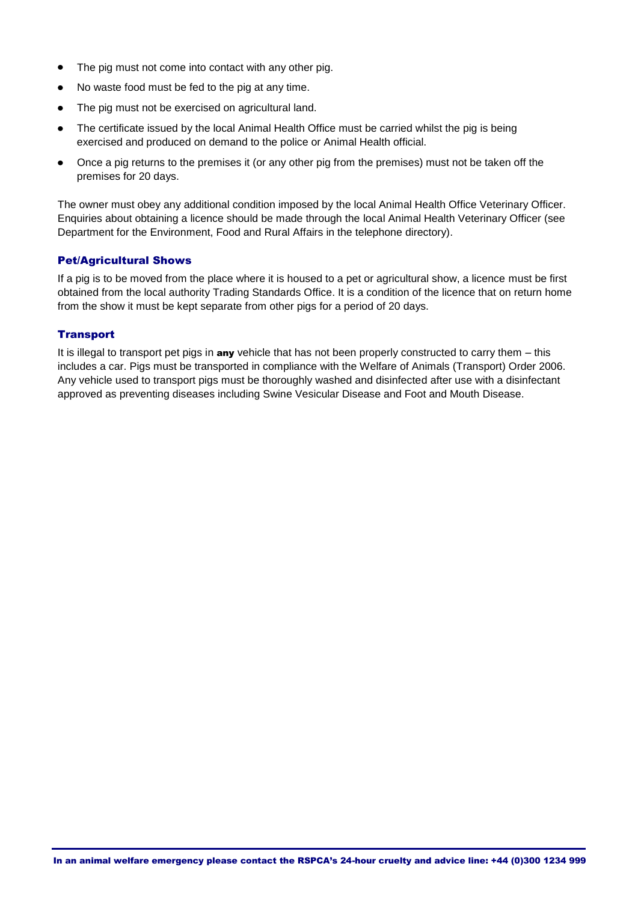- The pig must not come into contact with any other pig.
- No waste food must be fed to the pig at any time.
- The pig must not be exercised on agricultural land.
- The certificate issued by the local Animal Health Office must be carried whilst the pig is being exercised and produced on demand to the police or Animal Health official.
- Once a pig returns to the premises it (or any other pig from the premises) must not be taken off the premises for 20 days.

The owner must obey any additional condition imposed by the local Animal Health Office Veterinary Officer. Enquiries about obtaining a licence should be made through the local Animal Health Veterinary Officer (see Department for the Environment, Food and Rural Affairs in the telephone directory).

### Pet/Agricultural Shows

If a pig is to be moved from the place where it is housed to a pet or agricultural show, a licence must be first obtained from the local authority Trading Standards Office. It is a condition of the licence that on return home from the show it must be kept separate from other pigs for a period of 20 days.

### Transport

It is illegal to transport pet pigs in **any** vehicle that has not been properly constructed to carry them – this includes a car. Pigs must be transported in compliance with the Welfare of Animals (Transport) Order 2006. Any vehicle used to transport pigs must be thoroughly washed and disinfected after use with a disinfectant approved as preventing diseases including Swine Vesicular Disease and Foot and Mouth Disease.